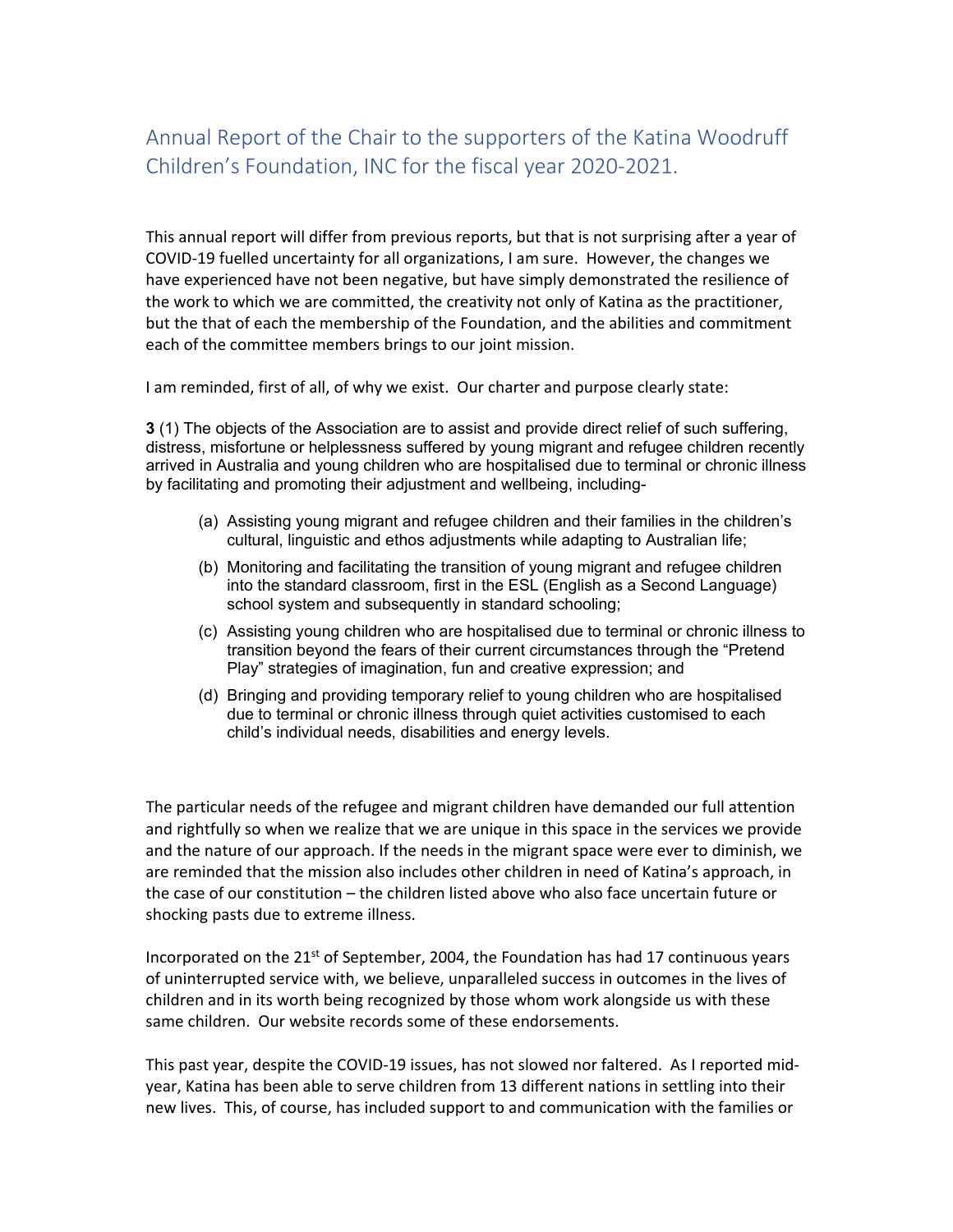# Annual Report of the Chair to the supporters of the Katina Woodruff Children's Foundation, INC for the fiscal year 2020-2021.

This annual report will differ from previous reports, but that is not surprising after a year of COVID-19 fuelled uncertainty for all organizations, I am sure. However, the changes we have experienced have not been negative, but have simply demonstrated the resilience of the work to which we are committed, the creativity not only of Katina as the practitioner, but the that of each the membership of the Foundation, and the abilities and commitment each of the committee members brings to our joint mission.

I am reminded, first of all, of why we exist. Our charter and purpose clearly state:

**3** (1) The objects of the Association are to assist and provide direct relief of such suffering, distress, misfortune or helplessness suffered by young migrant and refugee children recently arrived in Australia and young children who are hospitalised due to terminal or chronic illness by facilitating and promoting their adjustment and wellbeing, including-

- (a) Assisting young migrant and refugee children and their families in the children's cultural, linguistic and ethos adjustments while adapting to Australian life;
- (b) Monitoring and facilitating the transition of young migrant and refugee children into the standard classroom, first in the ESL (English as a Second Language) school system and subsequently in standard schooling;
- (c) Assisting young children who are hospitalised due to terminal or chronic illness to transition beyond the fears of their current circumstances through the "Pretend Play" strategies of imagination, fun and creative expression; and
- (d) Bringing and providing temporary relief to young children who are hospitalised due to terminal or chronic illness through quiet activities customised to each child's individual needs, disabilities and energy levels.

The particular needs of the refugee and migrant children have demanded our full attention and rightfully so when we realize that we are unique in this space in the services we provide and the nature of our approach. If the needs in the migrant space were ever to diminish, we are reminded that the mission also includes other children in need of Katina's approach, in the case of our constitution – the children listed above who also face uncertain future or shocking pasts due to extreme illness.

Incorporated on the 21st of September, 2004, the Foundation has had 17 continuous years of uninterrupted service with, we believe, unparalleled success in outcomes in the lives of children and in its worth being recognized by those whom work alongside us with these same children. Our website records some of these endorsements.

This past year, despite the COVID-19 issues, has not slowed nor faltered. As I reported mid-year, Katina has been able to serve children from 13 different nations in settling into their new lives. This, of course, has included support to and communication with the families or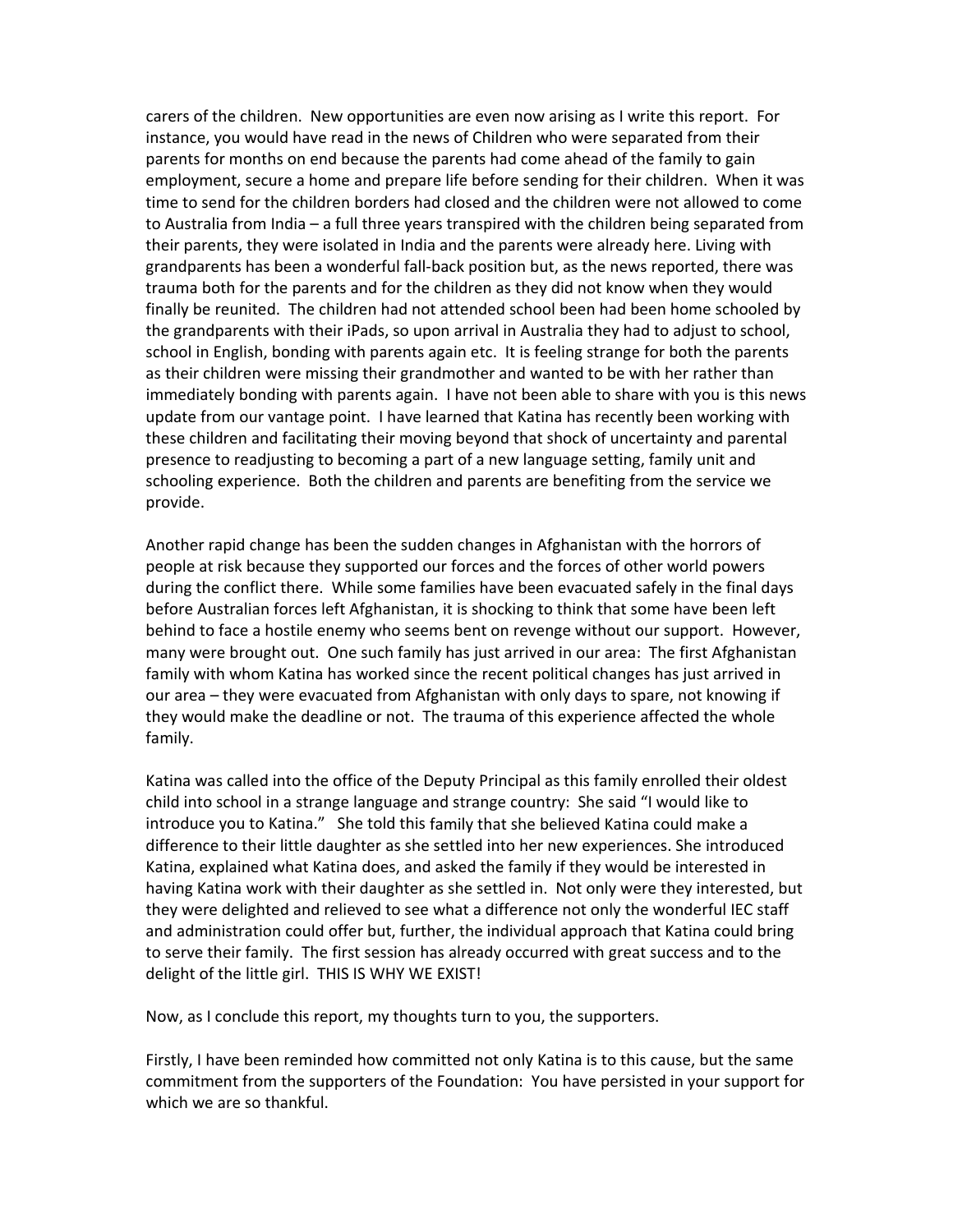carers of the children. New opportunities are even now arising as I write this report. For instance, you would have read in the news of Children who were separated from their parents for months on end because the parents had come ahead of the family to gain employment, secure a home and prepare life before sending for their children. When it was time to send for the children borders had closed and the children were not allowed to come to Australia from India – a full three years transpired with the children being separated from their parents, they were isolated in India and the parents were already here. Living with grandparents has been a wonderful fall-back position but, as the news reported, there was trauma both for the parents and for the children as they did not know when they would finally be reunited. The children had not attended school been had been home schooled by the grandparents with their iPads, so upon arrival in Australia they had to adjust to school, school in English, bonding with parents again etc. It is feeling strange for both the parents as their children were missing their grandmother and wanted to be with her rather than immediately bonding with parents again. I have not been able to share with you is this news update from our vantage point. I have learned that Katina has recently been working with these children and facilitating their moving beyond that shock of uncertainty and parental presence to readjusting to becoming a part of a new language setting, family unit and schooling experience. Both the children and parents are benefiting from the service we provide.

Another rapid change has been the sudden changes in Afghanistan with the horrors of people at risk because they supported our forces and the forces of other world powers during the conflict there. While some families have been evacuated safely in the final days before Australian forces left Afghanistan, it is shocking to think that some have been left behind to face a hostile enemy who seems bent on revenge without our support. However, many were brought out. One such family has just arrived in our area: The first Afghanistan family with whom Katina has worked since the recent political changes has just arrived in our area – they were evacuated from Afghanistan with only days to spare, not knowing if they would make the deadline or not. The trauma of this experience affected the whole family.

Katina was called into the office of the Deputy Principal as this family enrolled their oldest child into school in a strange language and strange country: She said "I would like to introduce you to Katina." She told this family that she believed Katina could make a difference to their little daughter as she settled into her new experiences. She introduced Katina, explained what Katina does, and asked the family if they would be interested in having Katina work with their daughter as she settled in. Not only were they interested, but they were delighted and relieved to see what a difference not only the wonderful IEC staff and administration could offer but, further, the individual approach that Katina could bring to serve their family. The first session has already occurred with great success and to the delight of the little girl. THIS IS WHY WE EXIST!

Now, as I conclude this report, my thoughts turn to you, the supporters.

Firstly, I have been reminded how committed not only Katina is to this cause, but the same commitment from the supporters of the Foundation: You have persisted in your support for which we are so thankful.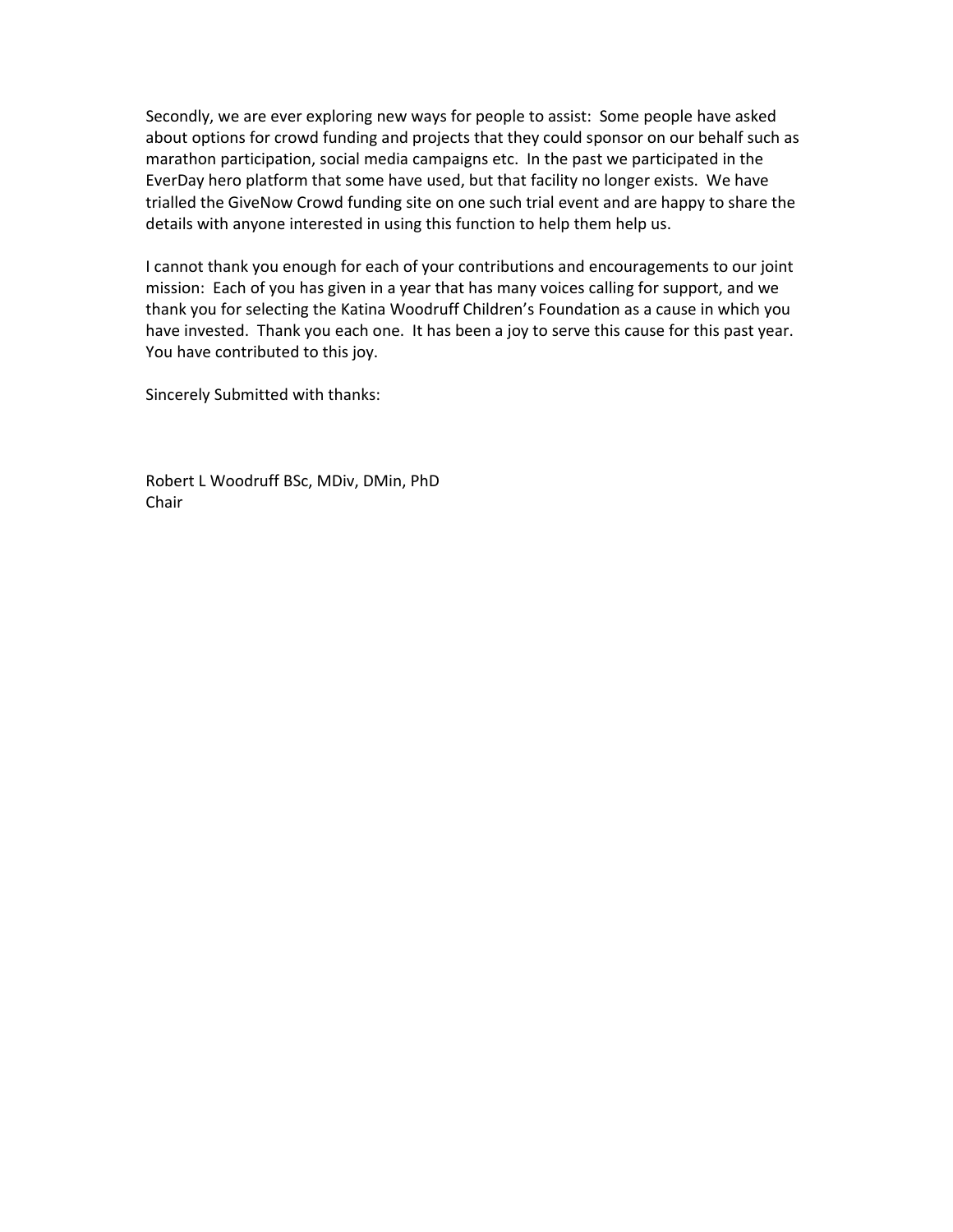Secondly, we are ever exploring new ways for people to assist: Some people have asked about options for crowd funding and projects that they could sponsor on our behalf such as marathon participation, social media campaigns etc. In the past we participated in the EverDay hero platform that some have used, but that facility no longer exists. We have trialled the GiveNow Crowd funding site on one such trial event and are happy to share the details with anyone interested in using this function to help them help us.

I cannot thank you enough for each of your contributions and encouragements to our joint mission: Each of you has given in a year that has many voices calling for support, and we thank you for selecting the Katina Woodruff Children's Foundation as a cause in which you have invested. Thank you each one. It has been a joy to serve this cause for this past year. You have contributed to this joy.

Sincerely Submitted with thanks:

Robert L Woodruff BSc, MDiv, DMin, PhD
Chair